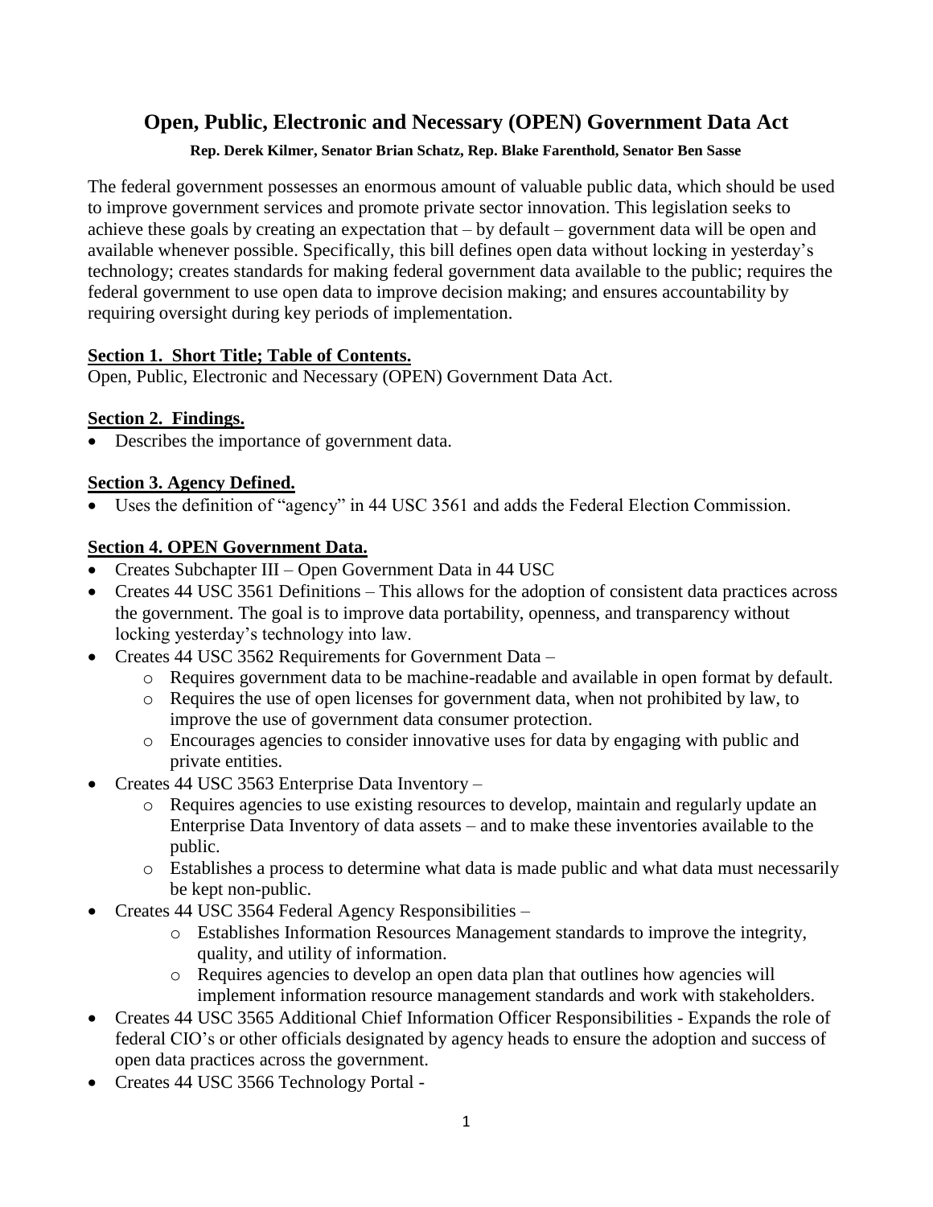# Open, Public, Electronic and Necessary (OPEN) Government Data Act

**Rep. Derek Kilmer, Senator Brian Schatz, Rep. Blake Farenthold, Senator Ben Sasse**

The federal government possesses an enormous amount of valuable public data, which should be used to improve government services and promote private sector innovation. This legislation seeks to achieve these goals by creating an expectation that – by default – government data will be open and available whenever possible. Specifically, this bill defines open data without locking in yesterday's technology; creates standards for making federal government data available to the public; requires the federal government to use open data to improve decision making; and ensures accountability by requiring oversight during key periods of implementation.

## Section 1. Short Title; Table of Contents.

Open, Public, Electronic and Necessary (OPEN) Government Data Act.

## Section 2. Findings.

- Describes the importance of government data.

## Section 3. Agency Defined.

- Uses the definition of "agency" in 44 USC 3561 and adds the Federal Election Commission.

## Section 4. OPEN Government Data.

- Creates Subchapter III – Open Government Data in 44 USC
- Creates 44 USC 3561 Definitions – This allows for the adoption of consistent data practices across the government. The goal is to improve data portability, openness, and transparency without locking yesterday's technology into law.
- Creates 44 USC 3562 Requirements for Government Data –
    - Requires government data to be machine-readable and available in open format by default.
    - Requires the use of open licenses for government data, when not prohibited by law, to improve the use of government data consumer protection.
    - Encourages agencies to consider innovative uses for data by engaging with public and private entities.
- Creates 44 USC 3563 Enterprise Data Inventory –
    - Requires agencies to use existing resources to develop, maintain and regularly update an Enterprise Data Inventory of data assets – and to make these inventories available to the public.
    - Establishes a process to determine what data is made public and what data must necessarily be kept non-public.
- Creates 44 USC 3564 Federal Agency Responsibilities –
    - Establishes Information Resources Management standards to improve the integrity, quality, and utility of information.
    - Requires agencies to develop an open data plan that outlines how agencies will implement information resource management standards and work with stakeholders.
- Creates 44 USC 3565 Additional Chief Information Officer Responsibilities - Expands the role of federal CIO's or other officials designated by agency heads to ensure the adoption and success of open data practices across the government.
- Creates 44 USC 3566 Technology Portal -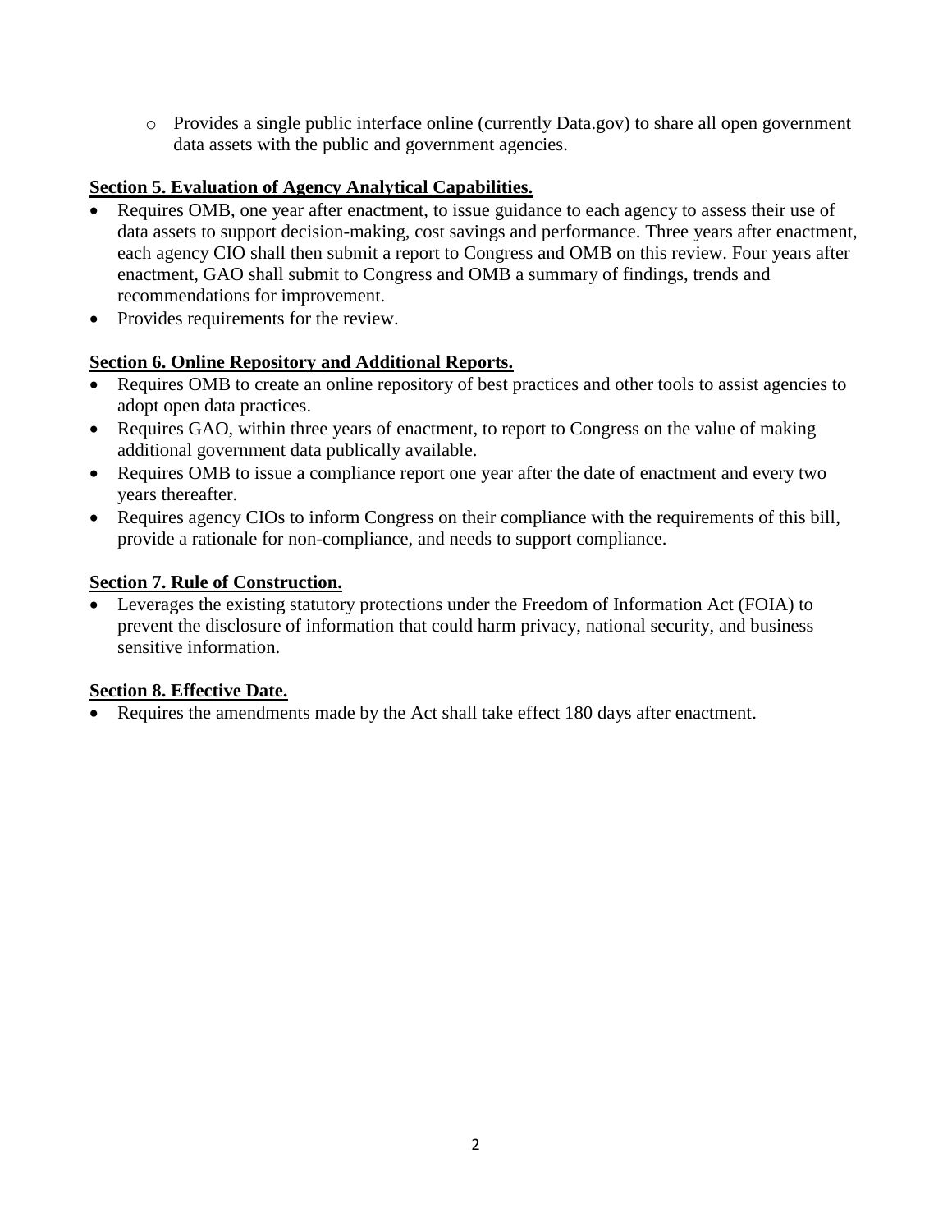- Provides a single public interface online (currently Data.gov) to share all open government data assets with the public and government agencies.

**Section 5. Evaluation of Agency Analytical Capabilities.**

- Requires OMB, one year after enactment, to issue guidance to each agency to assess their use of data assets to support decision-making, cost savings and performance. Three years after enactment, each agency CIO shall then submit a report to Congress and OMB on this review. Four years after enactment, GAO shall submit to Congress and OMB a summary of findings, trends and recommendations for improvement.
- Provides requirements for the review.

**Section 6. Online Repository and Additional Reports.**

- Requires OMB to create an online repository of best practices and other tools to assist agencies to adopt open data practices.
- Requires GAO, within three years of enactment, to report to Congress on the value of making additional government data publically available.
- Requires OMB to issue a compliance report one year after the date of enactment and every two years thereafter.
- Requires agency CIOs to inform Congress on their compliance with the requirements of this bill, provide a rationale for non-compliance, and needs to support compliance.

**Section 7. Rule of Construction.**

- Leverages the existing statutory protections under the Freedom of Information Act (FOIA) to prevent the disclosure of information that could harm privacy, national security, and business sensitive information.

**Section 8. Effective Date.**

- Requires the amendments made by the Act shall take effect 180 days after enactment.